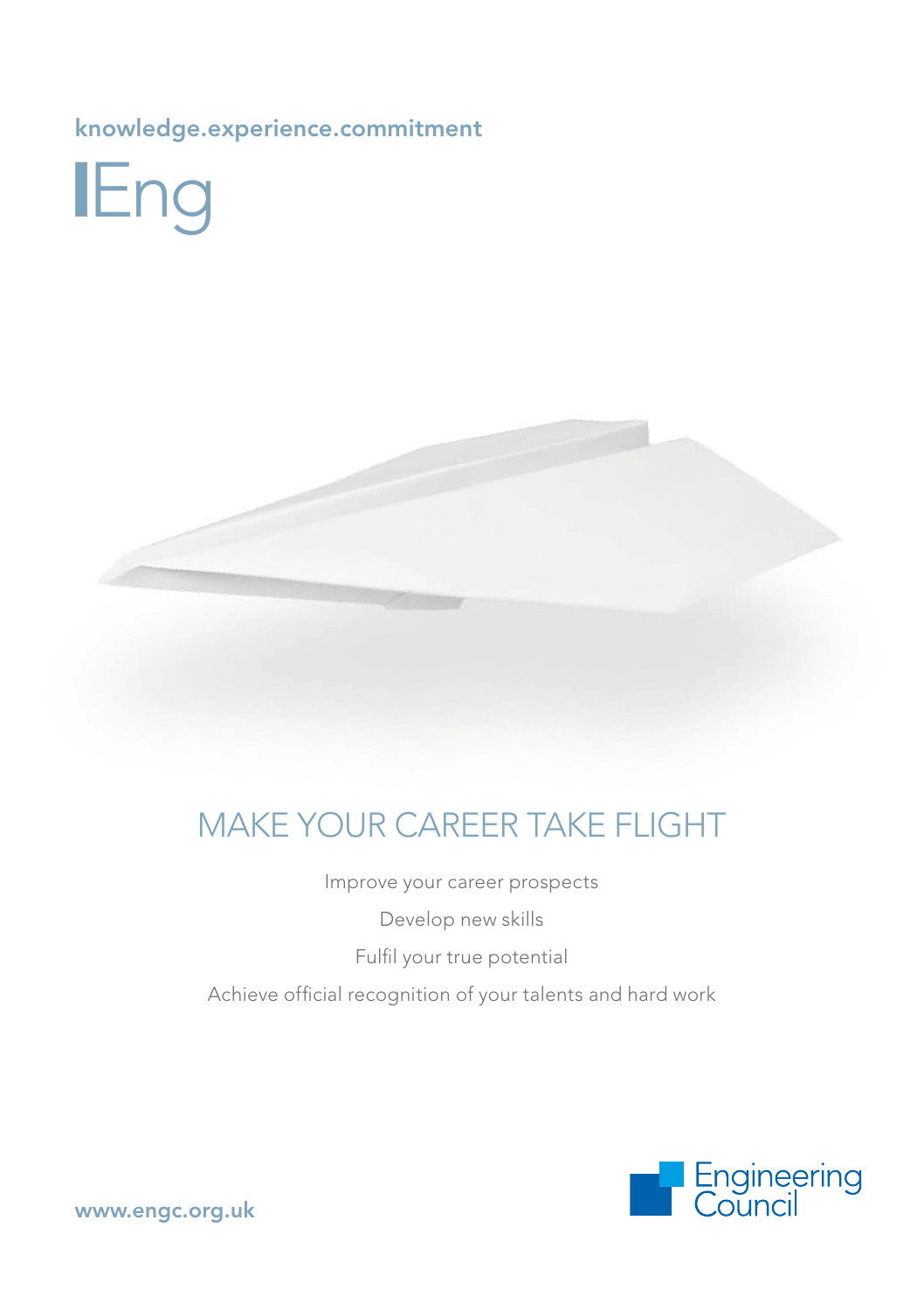knowledge.experience.commitment

# IEng

## MAKE YOUR CAREER TAKE FLIGHT

Improve your career prospects

Develop new skills

Fulfil your true potential

Achieve official recognition of your talents and hard work

Engineering Council

www.engc.org.uk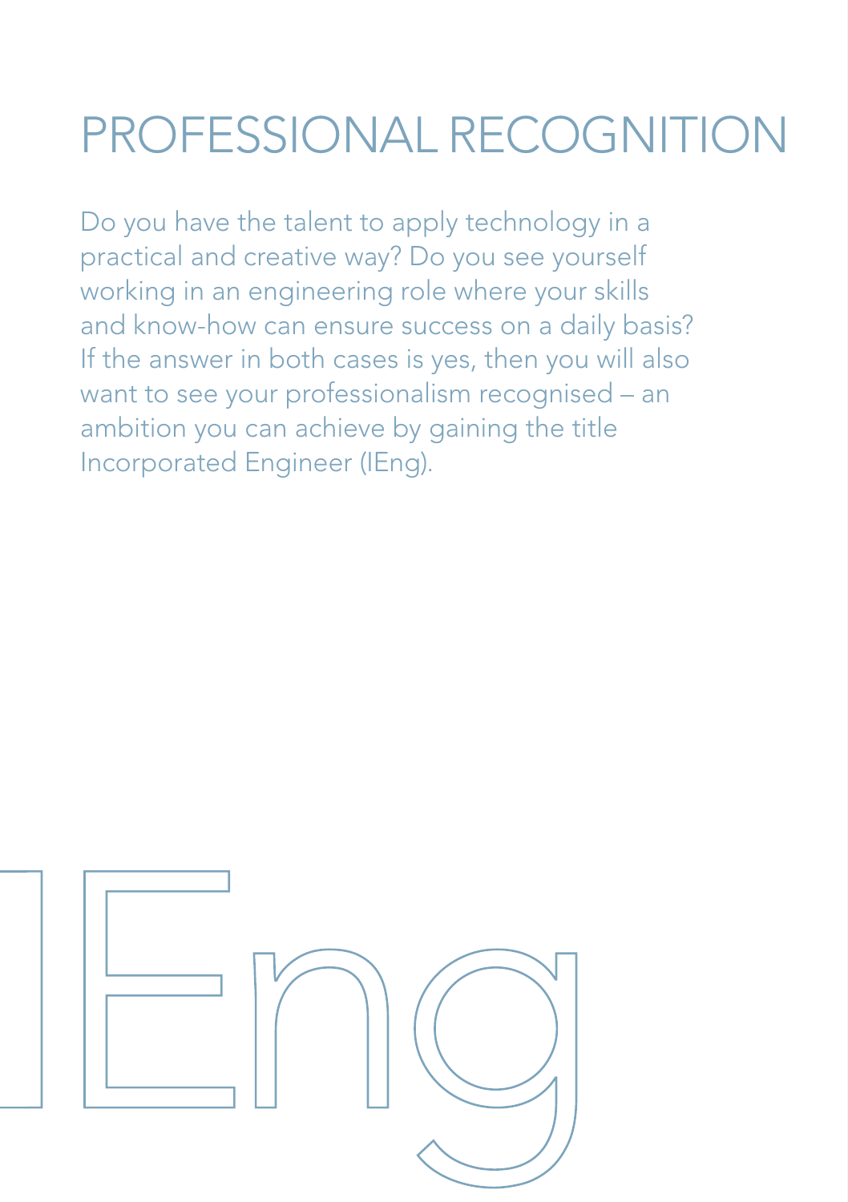# PROFESSIONAL RECOGNITION

Do you have the talent to apply technology in a practical and creative way? Do you see yourself working in an engineering role where your skills and know-how can ensure success on a daily basis? If the answer in both cases is yes, then you will also want to see your professionalism recognised – an ambition you can achieve by gaining the title Incorporated Engineer (IEng).

IEng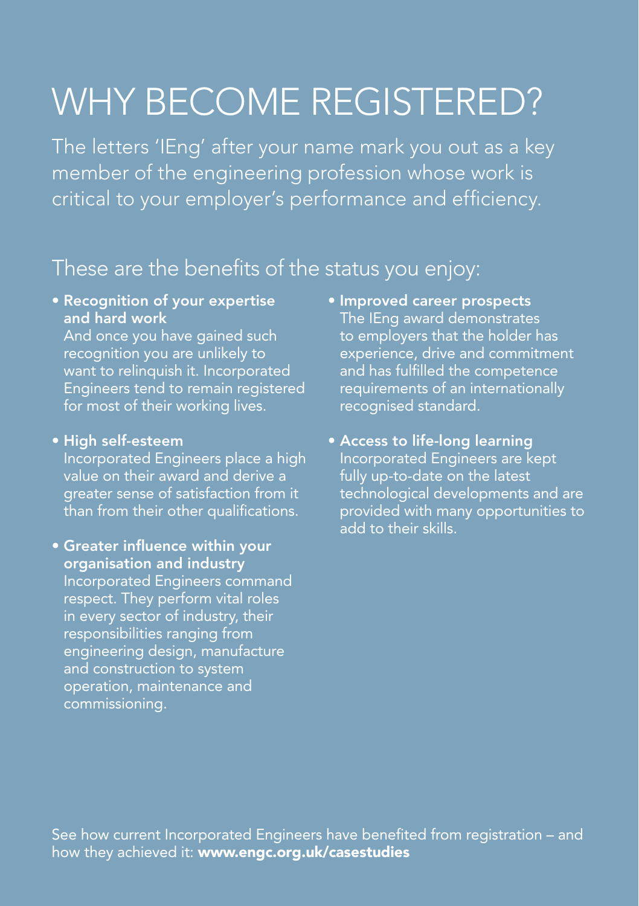# WHY BECOME REGISTERED?

The letters 'IEng' after your name mark you out as a key member of the engineering profession whose work is critical to your employer's performance and efficiency.

## These are the benefits of the status you enjoy:

- **Recognition of your expertise and hard work**
  And once you have gained such recognition you are unlikely to want to relinquish it. Incorporated Engineers tend to remain registered for most of their working lives.

- **High self-esteem**
  Incorporated Engineers place a high value on their award and derive a greater sense of satisfaction from it than from their other qualifications.

- **Greater influence within your organisation and industry**
  Incorporated Engineers command respect. They perform vital roles in every sector of industry, their responsibilities ranging from engineering design, manufacture and construction to system operation, maintenance and commissioning.

- **Improved career prospects**
  The IEng award demonstrates to employers that the holder has experience, drive and commitment and has fulfilled the competence requirements of an internationally recognised standard.

- **Access to life-long learning**
  Incorporated Engineers are kept fully up-to-date on the latest technological developments and are provided with many opportunities to add to their skills.

See how current Incorporated Engineers have benefited from registration – and how they achieved it: **www.engc.org.uk/casestudies**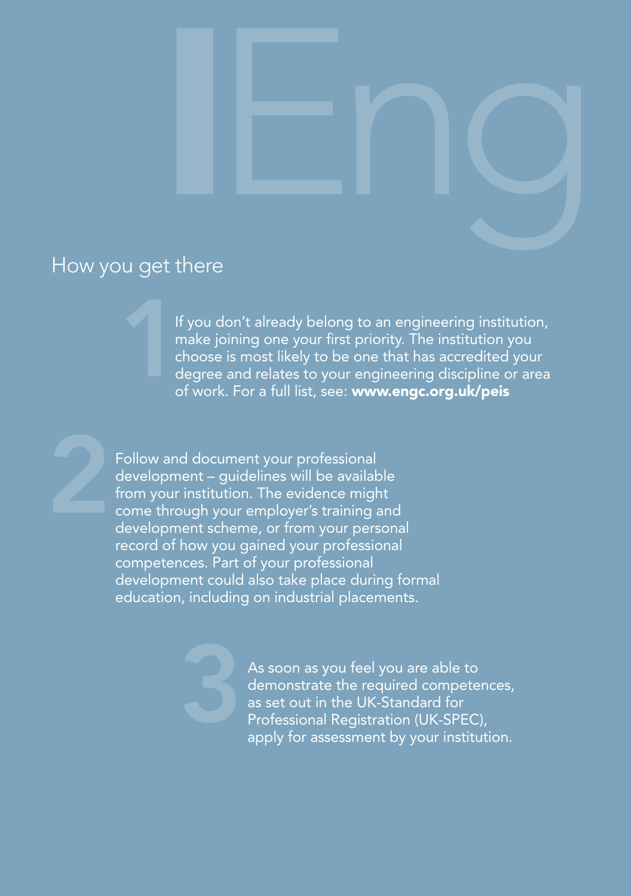# IEng

## How you get there

1. If you don't already belong to an engineering institution, make joining one your first priority. The institution you choose is most likely to be one that has accredited your degree and relates to your engineering discipline or area of work. For a full list, see: **www.engc.org.uk/peis**

2. Follow and document your professional development – guidelines will be available from your institution. The evidence might come through your employer's training and development scheme, or from your personal record of how you gained your professional competences. Part of your professional development could also take place during formal education, including on industrial placements.

3. As soon as you feel you are able to demonstrate the required competences, as set out in the UK-Standard for Professional Registration (UK-SPEC), apply for assessment by your institution.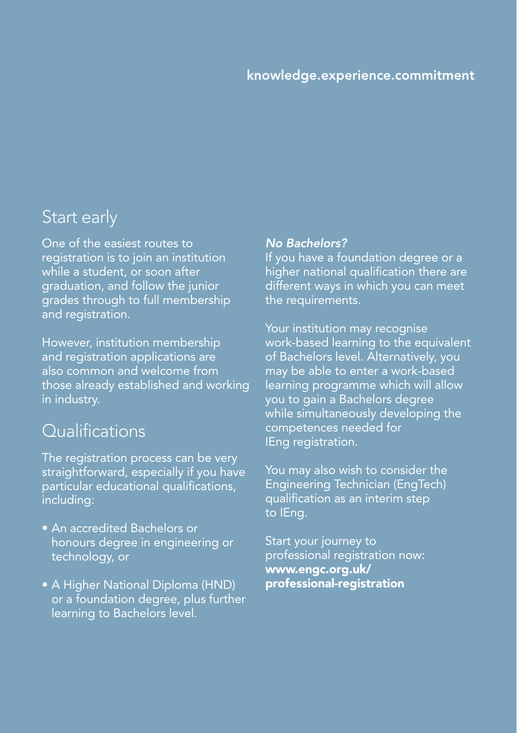knowledge.experience.commitment

## Start early

One of the easiest routes to registration is to join an institution while a student, or soon after graduation, and follow the junior grades through to full membership and registration.

However, institution membership and registration applications are also common and welcome from those already established and working in industry.

## Qualifications

The registration process can be very straightforward, especially if you have particular educational qualifications, including:

- An accredited Bachelors or honours degree in engineering or technology, or
- A Higher National Diploma (HND) or a foundation degree, plus further learning to Bachelors level.

***No Bachelors?***

If you have a foundation degree or a higher national qualification there are different ways in which you can meet the requirements.

Your institution may recognise work-based learning to the equivalent of Bachelors level. Alternatively, you may be able to enter a work-based learning programme which will allow you to gain a Bachelors degree while simultaneously developing the competences needed for IEng registration.

You may also wish to consider the Engineering Technician (EngTech) qualification as an interim step to IEng.

Start your journey to professional registration now: **www.engc.org.uk/professional-registration**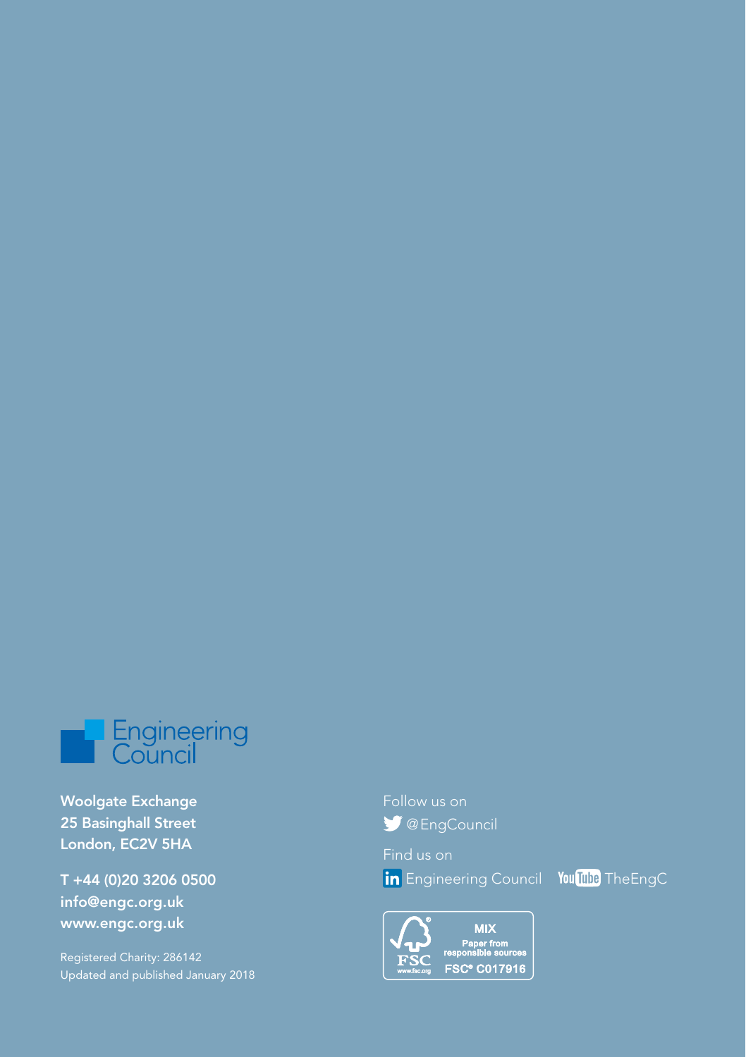Engineering Council

**Woolgate Exchange**
**25 Basinghall Street**
**London, EC2V 5HA**

**T +44 (0)20 3206 0500**
**info@engc.org.uk**
**www.engc.org.uk**

Registered Charity: 286142
Updated and published January 2018

Follow us on
@EngCouncil

Find us on
Engineering Council   TheEngC

FSC
www.fsc.org
MIX
Paper from responsible sources
FSC® C017916